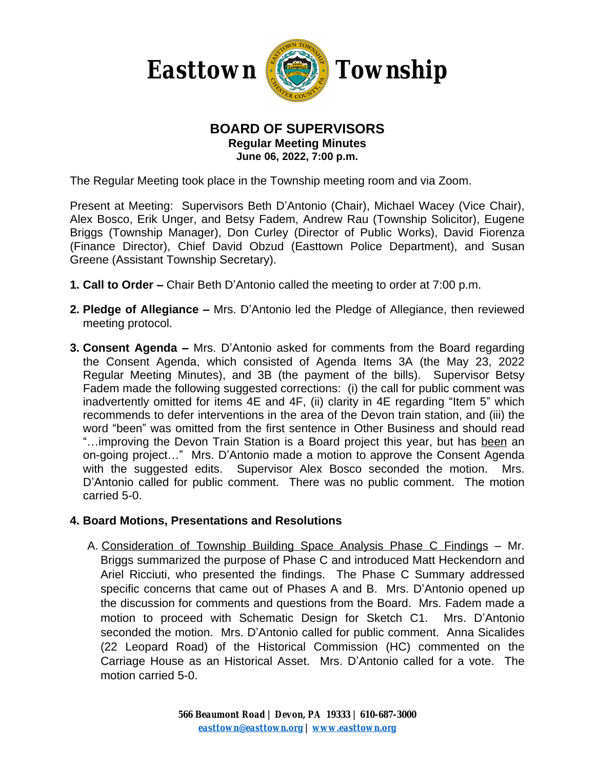# Easttown Township

## BOARD OF SUPERVISORS

**Regular Meeting Minutes**
**June 06, 2022, 7:00 p.m.**

The Regular Meeting took place in the Township meeting room and via Zoom.

Present at Meeting: Supervisors Beth D'Antonio (Chair), Michael Wacey (Vice Chair), Alex Bosco, Erik Unger, and Betsy Fadem, Andrew Rau (Township Solicitor), Eugene Briggs (Township Manager), Don Curley (Director of Public Works), David Fiorenza (Finance Director), Chief David Obzud (Easttown Police Department), and Susan Greene (Assistant Township Secretary).

1. **Call to Order –** Chair Beth D'Antonio called the meeting to order at 7:00 p.m.

2. **Pledge of Allegiance –** Mrs. D'Antonio led the Pledge of Allegiance, then reviewed meeting protocol.

3. **Consent Agenda –** Mrs. D'Antonio asked for comments from the Board regarding the Consent Agenda, which consisted of Agenda Items 3A (the May 23, 2022 Regular Meeting Minutes), and 3B (the payment of the bills). Supervisor Betsy Fadem made the following suggested corrections: (i) the call for public comment was inadvertently omitted for items 4E and 4F, (ii) clarity in 4E regarding "Item 5" which recommends to defer interventions in the area of the Devon train station, and (iii) the word "been" was omitted from the first sentence in Other Business and should read "…improving the Devon Train Station is a Board project this year, but has been an on-going project…" Mrs. D'Antonio made a motion to approve the Consent Agenda with the suggested edits. Supervisor Alex Bosco seconded the motion. Mrs. D'Antonio called for public comment. There was no public comment. The motion carried 5-0.

4. **Board Motions, Presentations and Resolutions**

   A. Consideration of Township Building Space Analysis Phase C Findings – Mr. Briggs summarized the purpose of Phase C and introduced Matt Heckendorn and Ariel Ricciuti, who presented the findings. The Phase C Summary addressed specific concerns that came out of Phases A and B. Mrs. D'Antonio opened up the discussion for comments and questions from the Board. Mrs. Fadem made a motion to proceed with Schematic Design for Sketch C1. Mrs. D'Antonio seconded the motion. Mrs. D'Antonio called for public comment. Anna Sicalides (22 Leopard Road) of the Historical Commission (HC) commented on the Carriage House as an Historical Asset. Mrs. D'Antonio called for a vote. The motion carried 5-0.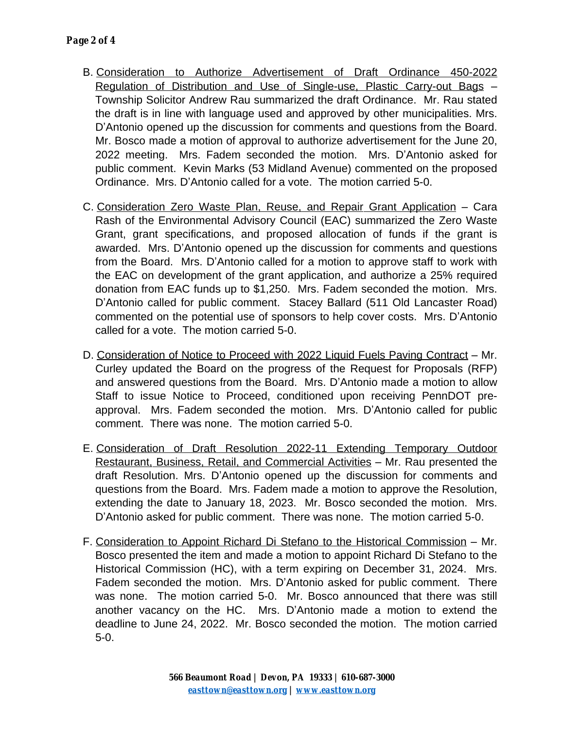B. Consideration to Authorize Advertisement of Draft Ordinance 450-2022 Regulation of Distribution and Use of Single-use, Plastic Carry-out Bags – Township Solicitor Andrew Rau summarized the draft Ordinance. Mr. Rau stated the draft is in line with language used and approved by other municipalities. Mrs. D'Antonio opened up the discussion for comments and questions from the Board. Mr. Bosco made a motion of approval to authorize advertisement for the June 20, 2022 meeting. Mrs. Fadem seconded the motion. Mrs. D'Antonio asked for public comment. Kevin Marks (53 Midland Avenue) commented on the proposed Ordinance. Mrs. D'Antonio called for a vote. The motion carried 5-0.

C. Consideration Zero Waste Plan, Reuse, and Repair Grant Application – Cara Rash of the Environmental Advisory Council (EAC) summarized the Zero Waste Grant, grant specifications, and proposed allocation of funds if the grant is awarded. Mrs. D'Antonio opened up the discussion for comments and questions from the Board. Mrs. D'Antonio called for a motion to approve staff to work with the EAC on development of the grant application, and authorize a 25% required donation from EAC funds up to $1,250. Mrs. Fadem seconded the motion. Mrs. D'Antonio called for public comment. Stacey Ballard (511 Old Lancaster Road) commented on the potential use of sponsors to help cover costs. Mrs. D'Antonio called for a vote. The motion carried 5-0.

D. Consideration of Notice to Proceed with 2022 Liquid Fuels Paving Contract – Mr. Curley updated the Board on the progress of the Request for Proposals (RFP) and answered questions from the Board. Mrs. D'Antonio made a motion to allow Staff to issue Notice to Proceed, conditioned upon receiving PennDOT pre-approval. Mrs. Fadem seconded the motion. Mrs. D'Antonio called for public comment. There was none. The motion carried 5-0.

E. Consideration of Draft Resolution 2022-11 Extending Temporary Outdoor Restaurant, Business, Retail, and Commercial Activities – Mr. Rau presented the draft Resolution. Mrs. D'Antonio opened up the discussion for comments and questions from the Board. Mrs. Fadem made a motion to approve the Resolution, extending the date to January 18, 2023. Mr. Bosco seconded the motion. Mrs. D'Antonio asked for public comment. There was none. The motion carried 5-0.

F. Consideration to Appoint Richard Di Stefano to the Historical Commission – Mr. Bosco presented the item and made a motion to appoint Richard Di Stefano to the Historical Commission (HC), with a term expiring on December 31, 2024. Mrs. Fadem seconded the motion. Mrs. D'Antonio asked for public comment. There was none. The motion carried 5-0. Mr. Bosco announced that there was still another vacancy on the HC. Mrs. D'Antonio made a motion to extend the deadline to June 24, 2022. Mr. Bosco seconded the motion. The motion carried 5-0.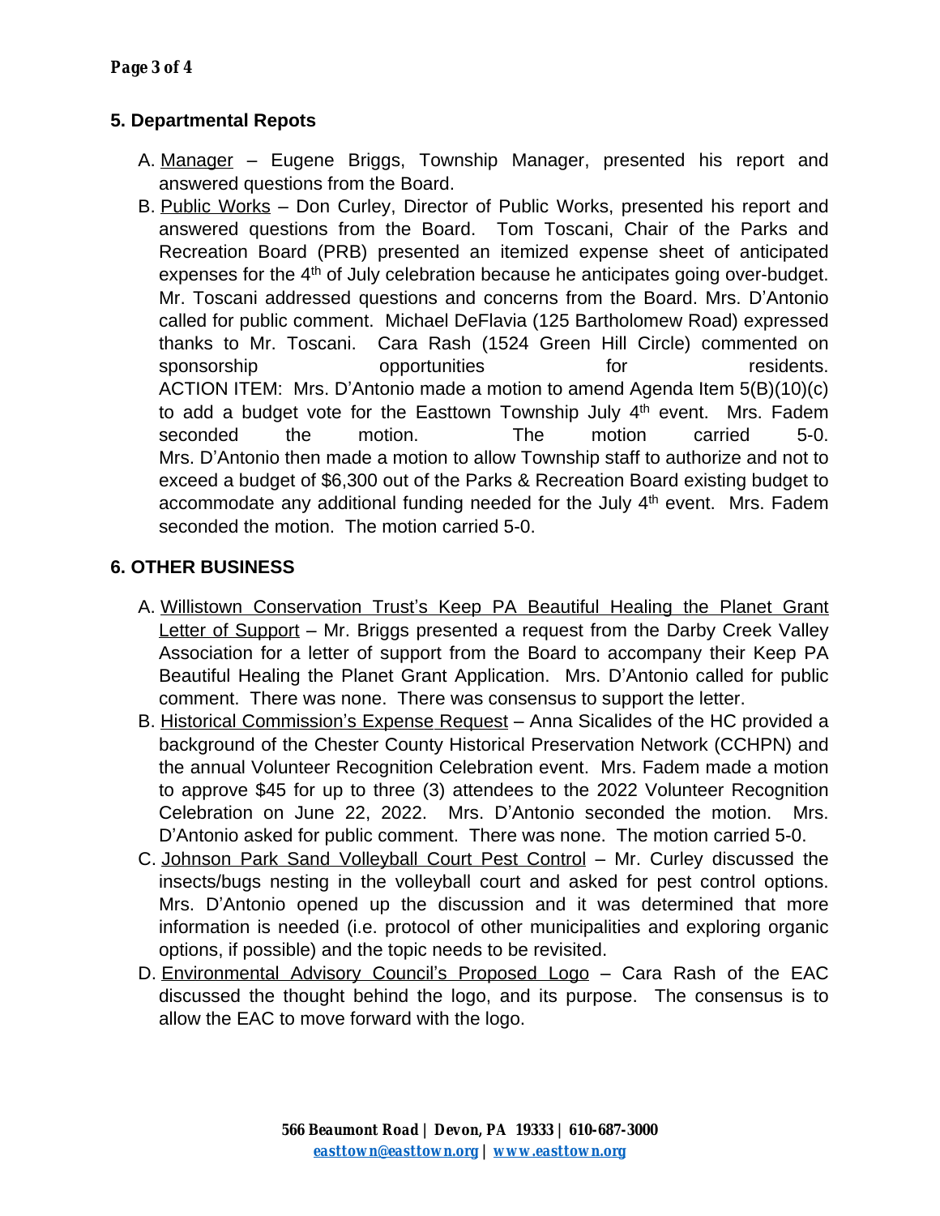## 5. Departmental Repots

A. Manager – Eugene Briggs, Township Manager, presented his report and answered questions from the Board.

B. Public Works – Don Curley, Director of Public Works, presented his report and answered questions from the Board. Tom Toscani, Chair of the Parks and Recreation Board (PRB) presented an itemized expense sheet of anticipated expenses for the 4th of July celebration because he anticipates going over-budget. Mr. Toscani addressed questions and concerns from the Board. Mrs. D'Antonio called for public comment. Michael DeFlavia (125 Bartholomew Road) expressed thanks to Mr. Toscani. Cara Rash (1524 Green Hill Circle) commented on sponsorship opportunities for residents.
ACTION ITEM: Mrs. D'Antonio made a motion to amend Agenda Item 5(B)(10)(c) to add a budget vote for the Easttown Township July 4th event. Mrs. Fadem seconded the motion. The motion carried 5-0.
Mrs. D'Antonio then made a motion to allow Township staff to authorize and not to exceed a budget of $6,300 out of the Parks & Recreation Board existing budget to accommodate any additional funding needed for the July 4th event. Mrs. Fadem seconded the motion. The motion carried 5-0.

## 6. OTHER BUSINESS

A. Willistown Conservation Trust's Keep PA Beautiful Healing the Planet Grant Letter of Support – Mr. Briggs presented a request from the Darby Creek Valley Association for a letter of support from the Board to accompany their Keep PA Beautiful Healing the Planet Grant Application. Mrs. D'Antonio called for public comment. There was none. There was consensus to support the letter.

B. Historical Commission's Expense Request – Anna Sicalides of the HC provided a background of the Chester County Historical Preservation Network (CCHPN) and the annual Volunteer Recognition Celebration event. Mrs. Fadem made a motion to approve $45 for up to three (3) attendees to the 2022 Volunteer Recognition Celebration on June 22, 2022. Mrs. D'Antonio seconded the motion. Mrs. D'Antonio asked for public comment. There was none. The motion carried 5-0.

C. Johnson Park Sand Volleyball Court Pest Control – Mr. Curley discussed the insects/bugs nesting in the volleyball court and asked for pest control options. Mrs. D'Antonio opened up the discussion and it was determined that more information is needed (i.e. protocol of other municipalities and exploring organic options, if possible) and the topic needs to be revisited.

D. Environmental Advisory Council's Proposed Logo – Cara Rash of the EAC discussed the thought behind the logo, and its purpose. The consensus is to allow the EAC to move forward with the logo.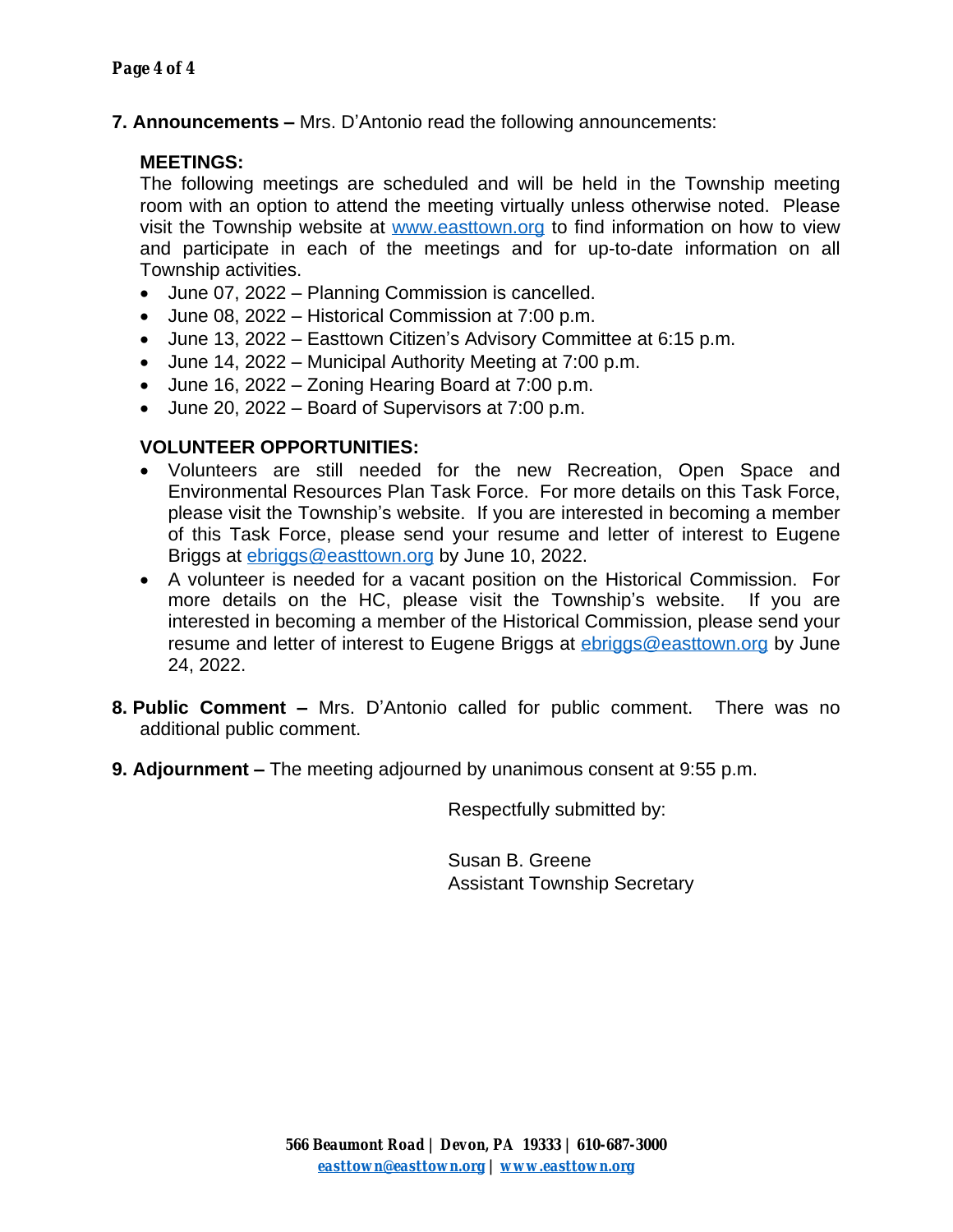**7. Announcements –** Mrs. D'Antonio read the following announcements:

**MEETINGS:**
The following meetings are scheduled and will be held in the Township meeting room with an option to attend the meeting virtually unless otherwise noted. Please visit the Township website at www.easttown.org to find information on how to view and participate in each of the meetings and for up-to-date information on all Township activities.

- June 07, 2022 – Planning Commission is cancelled.
- June 08, 2022 – Historical Commission at 7:00 p.m.
- June 13, 2022 – Easttown Citizen's Advisory Committee at 6:15 p.m.
- June 14, 2022 – Municipal Authority Meeting at 7:00 p.m.
- June 16, 2022 – Zoning Hearing Board at 7:00 p.m.
- June 20, 2022 – Board of Supervisors at 7:00 p.m.

**VOLUNTEER OPPORTUNITIES:**

- Volunteers are still needed for the new Recreation, Open Space and Environmental Resources Plan Task Force. For more details on this Task Force, please visit the Township's website. If you are interested in becoming a member of this Task Force, please send your resume and letter of interest to Eugene Briggs at ebriggs@easttown.org by June 10, 2022.
- A volunteer is needed for a vacant position on the Historical Commission. For more details on the HC, please visit the Township's website. If you are interested in becoming a member of the Historical Commission, please send your resume and letter of interest to Eugene Briggs at ebriggs@easttown.org by June 24, 2022.

**8. Public Comment –** Mrs. D'Antonio called for public comment. There was no additional public comment.

**9. Adjournment –** The meeting adjourned by unanimous consent at 9:55 p.m.

Respectfully submitted by:

Susan B. Greene
Assistant Township Secretary